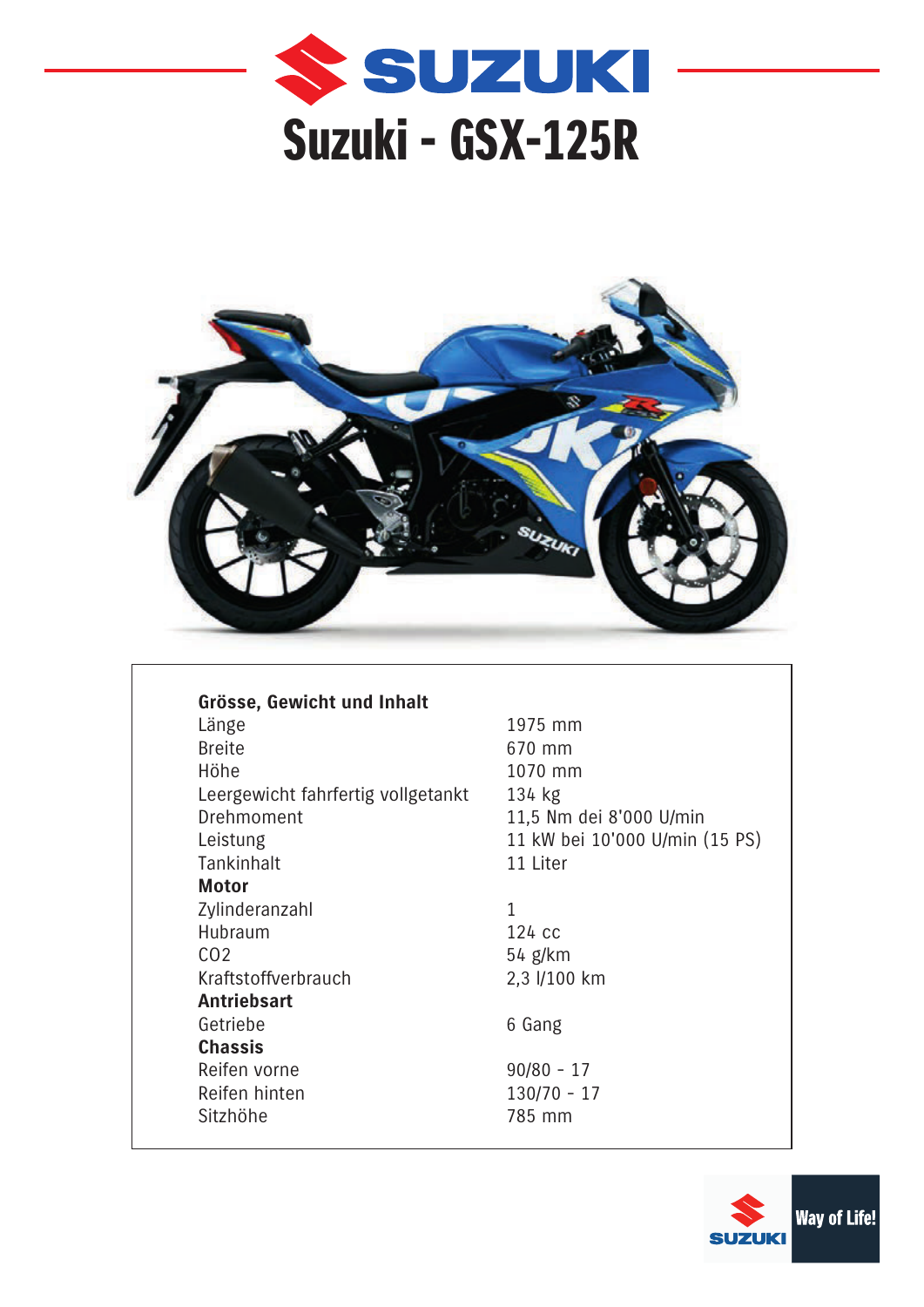# Suzuki - GSX-125R

| | |
|---|---|
| **Grösse, Gewicht und Inhalt** | |
| Länge | 1975 mm |
| Breite | 670 mm |
| Höhe | 1070 mm |
| Leergewicht fahrfertig vollgetankt | 134 kg |
| Drehmoment | 11,5 Nm dei 8'000 U/min |
| Leistung | 11 kW bei 10'000 U/min (15 PS) |
| Tankinhalt | 11 Liter |
| **Motor** | |
| Zylinderanzahl | 1 |
| Hubraum | 124 cc |
| CO2 | 54 g/km |
| Kraftstoffverbrauch | 2,3 l/100 km |
| **Antriebsart** | |
| Getriebe | 6 Gang |
| **Chassis** | |
| Reifen vorne | 90/80 - 17 |
| Reifen hinten | 130/70 - 17 |
| Sitzhöhe | 785 mm |

Way of Life!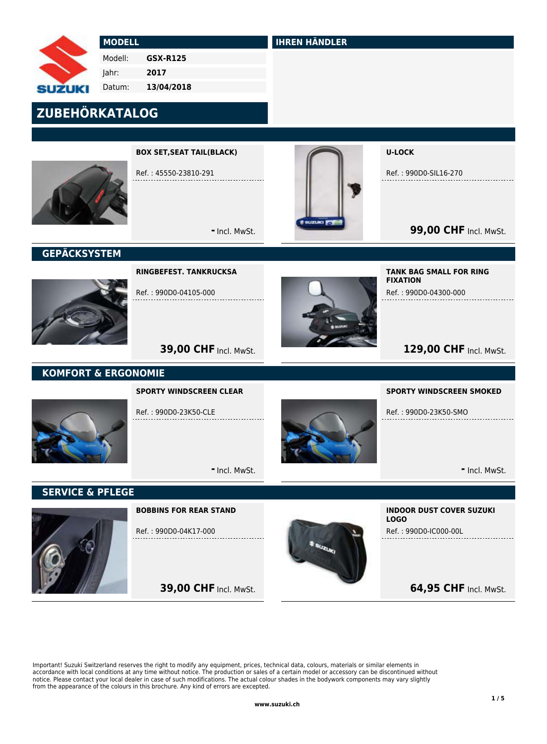| MODELL | |
|---|---|
| Modell: | **GSX-R125** |
| Jahr: | **2017** |
| Datum: | **13/04/2018** |

**IHREN HÄNDLER**

# ZUBEHÖRKATALOG

**BOX SET,SEAT TAIL(BLACK)**

Ref. : 45550-23810-291

**-** Incl. MwSt.

**U-LOCK**

Ref. : 990D0-SIL16-270

**99,00 CHF** Incl. MwSt.

## GEPÄCKSYSTEM

**RINGBEFEST. TANKRUCKSA**

Ref. : 990D0-04105-000

**39,00 CHF** Incl. MwSt.

**TANK BAG SMALL FOR RING FIXATION**

Ref. : 990D0-04300-000

**129,00 CHF** Incl. MwSt.

## KOMFORT & ERGONOMIE

**SPORTY WINDSCREEN CLEAR**

Ref. : 990D0-23K50-CLE

**-** Incl. MwSt.

**SPORTY WINDSCREEN SMOKED**

Ref. : 990D0-23K50-SMO

**-** Incl. MwSt.

## SERVICE & PFLEGE

**BOBBINS FOR REAR STAND**

Ref. : 990D0-04K17-000

**39,00 CHF** Incl. MwSt.

**INDOOR DUST COVER SUZUKI LOGO**

Ref. : 990D0-IC000-00L

**64,95 CHF** Incl. MwSt.

Important! Suzuki Switzerland reserves the right to modify any equipment, prices, technical data, colours, materials or similar elements in accordance with local conditions at any time without notice. The production or sales of a certain model or accessory can be discontinued without notice. Please contact your local dealer in case of such modifications. The actual colour shades in the bodywork components may vary slightly from the appearance of the colours in this brochure. Any kind of errors are excepted.

**www.suzuki.ch**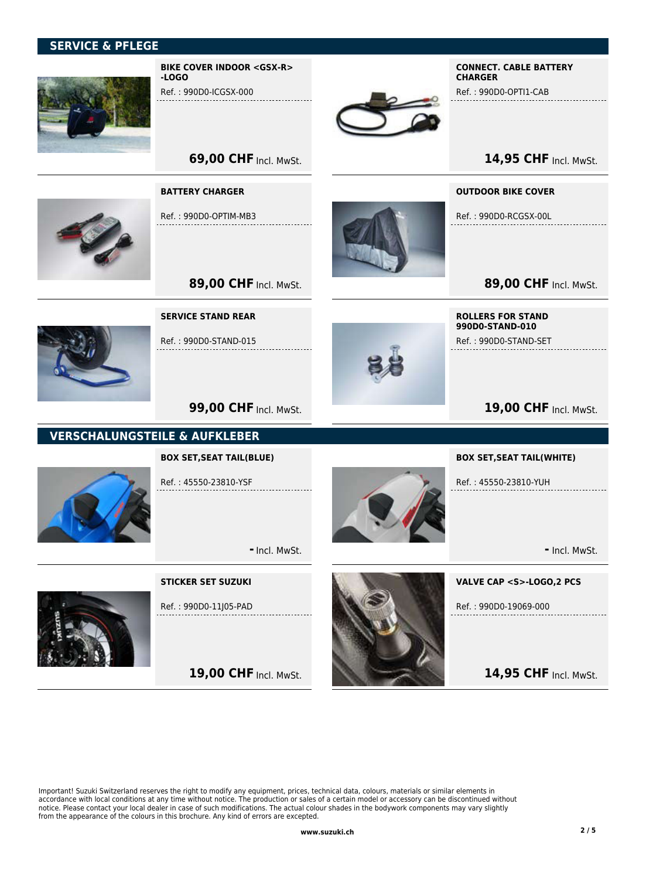## SERVICE & PFLEGE

**BIKE COVER INDOOR <GSX-R> -LOGO**

Ref. : 990D0-ICGSX-000

**69,00 CHF** Incl. MwSt.

**CONNECT. CABLE BATTERY CHARGER**

Ref. : 990D0-OPTI1-CAB

**14,95 CHF** Incl. MwSt.

**BATTERY CHARGER**

Ref. : 990D0-OPTIM-MB3

**89,00 CHF** Incl. MwSt.

**OUTDOOR BIKE COVER**

Ref. : 990D0-RCGSX-00L

**89,00 CHF** Incl. MwSt.

**SERVICE STAND REAR**

Ref. : 990D0-STAND-015

**99,00 CHF** Incl. MwSt.

**ROLLERS FOR STAND 990D0-STAND-010**

Ref. : 990D0-STAND-SET

**19,00 CHF** Incl. MwSt.

## VERSCHALUNGSTEILE & AUFKLEBER

**BOX SET,SEAT TAIL(BLUE)**

Ref. : 45550-23810-YSF

**-** Incl. MwSt.

**BOX SET,SEAT TAIL(WHITE)**

Ref. : 45550-23810-YUH

**-** Incl. MwSt.

**STICKER SET SUZUKI**

Ref. : 990D0-11J05-PAD

**19,00 CHF** Incl. MwSt.

**VALVE CAP <S>-LOGO,2 PCS**

Ref. : 990D0-19069-000

**14,95 CHF** Incl. MwSt.

Important! Suzuki Switzerland reserves the right to modify any equipment, prices, technical data, colours, materials or similar elements in accordance with local conditions at any time without notice. The production or sales of a certain model or accessory can be discontinued without notice. Please contact your local dealer in case of such modifications. The actual colour shades in the bodywork components may vary slightly from the appearance of the colours in this brochure. Any kind of errors are excepted.

**www.suzuki.ch**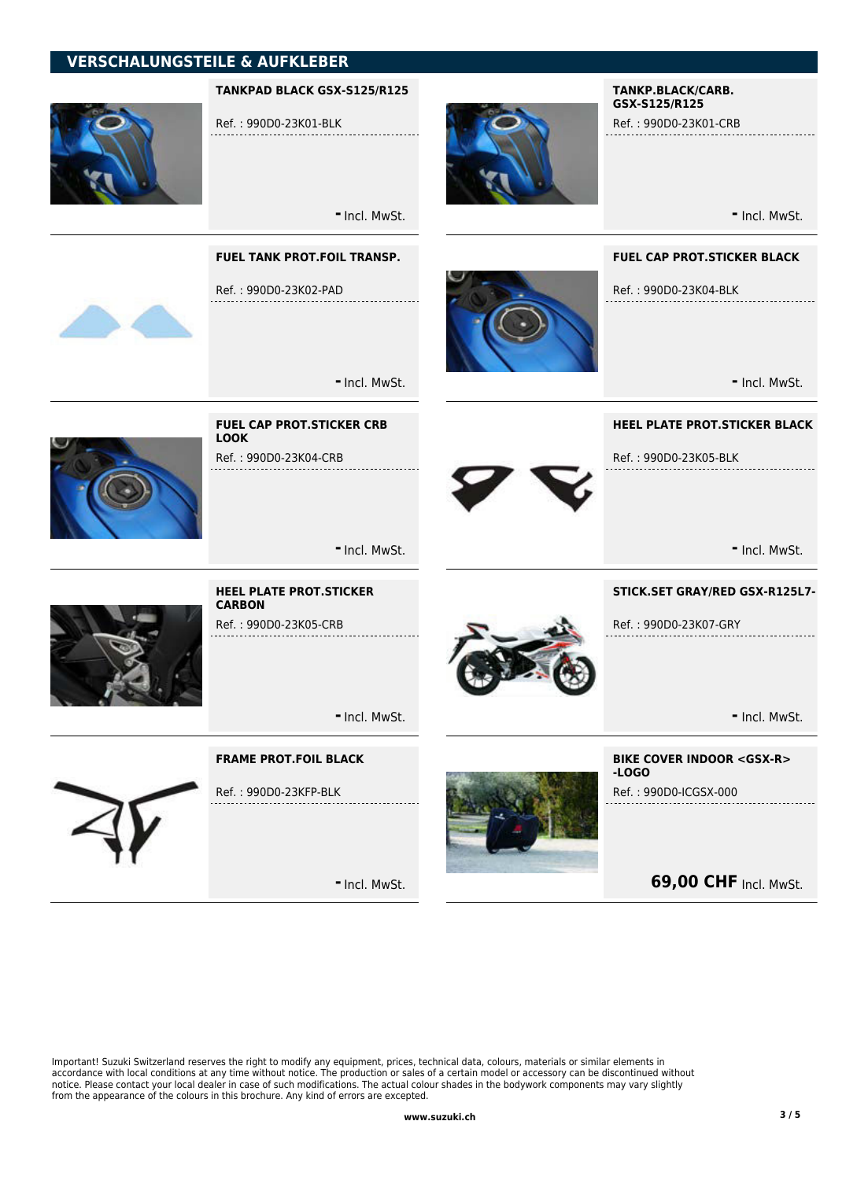## VERSCHALUNGSTEILE & AUFKLEBER

### TANKPAD BLACK GSX-S125/R125

Ref. : 990D0-23K01-BLK

- Incl. MwSt.

### TANKP.BLACK/CARB. GSX-S125/R125

Ref. : 990D0-23K01-CRB

- Incl. MwSt.

### FUEL TANK PROT.FOIL TRANSP.

Ref. : 990D0-23K02-PAD

- Incl. MwSt.

### FUEL CAP PROT.STICKER BLACK

Ref. : 990D0-23K04-BLK

- Incl. MwSt.

### FUEL CAP PROT.STICKER CRB LOOK

Ref. : 990D0-23K04-CRB

- Incl. MwSt.

### HEEL PLATE PROT.STICKER BLACK

Ref. : 990D0-23K05-BLK

- Incl. MwSt.

### HEEL PLATE PROT.STICKER CARBON

Ref. : 990D0-23K05-CRB

- Incl. MwSt.

### STICK.SET GRAY/RED GSX-R125L7-

Ref. : 990D0-23K07-GRY

- Incl. MwSt.

### FRAME PROT.FOIL BLACK

Ref. : 990D0-23KFP-BLK

- Incl. MwSt.

### BIKE COVER INDOOR <GSX-R> -LOGO

Ref. : 990D0-ICGSX-000

**69,00 CHF** Incl. MwSt.

Important! Suzuki Switzerland reserves the right to modify any equipment, prices, technical data, colours, materials or similar elements in accordance with local conditions at any time without notice. The production or sales of a certain model or accessory can be discontinued without notice. Please contact your local dealer in case of such modifications. The actual colour shades in the bodywork components may vary slightly from the appearance of the colours in this brochure. Any kind of errors are excepted.

**www.suzuki.ch**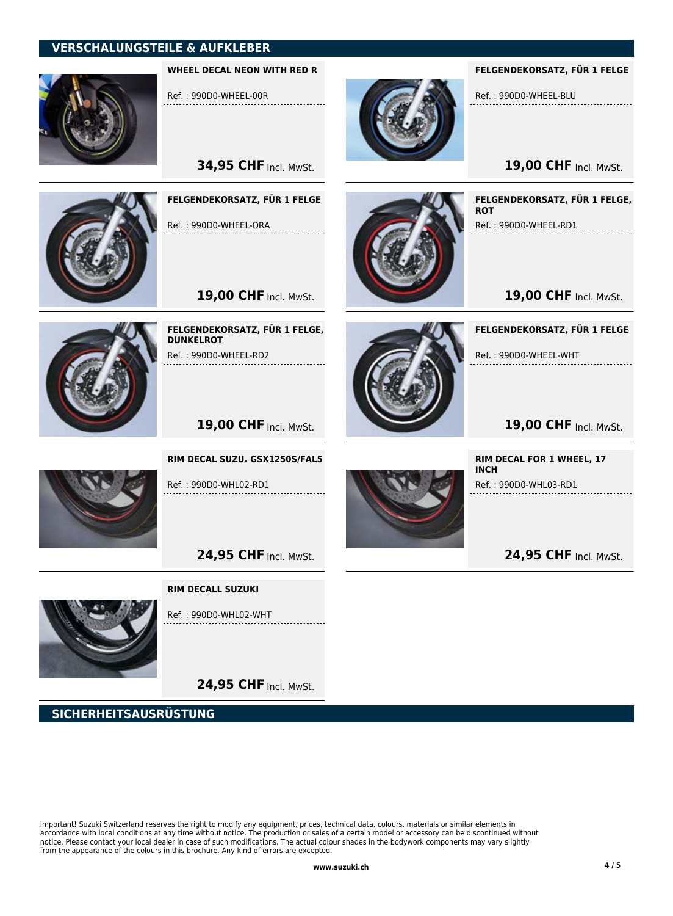## VERSCHALUNGSTEILE & AUFKLEBER

**WHEEL DECAL NEON WITH RED R**

Ref. : 990D0-WHEEL-00R

**34,95 CHF** Incl. MwSt.

**FELGENDEKORSATZ, FÜR 1 FELGE**

Ref. : 990D0-WHEEL-BLU

**19,00 CHF** Incl. MwSt.

**FELGENDEKORSATZ, FÜR 1 FELGE**

Ref. : 990D0-WHEEL-ORA

**19,00 CHF** Incl. MwSt.

**FELGENDEKORSATZ, FÜR 1 FELGE, ROT**

Ref. : 990D0-WHEEL-RD1

**19,00 CHF** Incl. MwSt.

**FELGENDEKORSATZ, FÜR 1 FELGE, DUNKELROT**

Ref. : 990D0-WHEEL-RD2

**19,00 CHF** Incl. MwSt.

**FELGENDEKORSATZ, FÜR 1 FELGE**

Ref. : 990D0-WHEEL-WHT

**19,00 CHF** Incl. MwSt.

**RIM DECAL SUZU. GSX1250S/FAL5**

Ref. : 990D0-WHL02-RD1

**24,95 CHF** Incl. MwSt.

**RIM DECAL FOR 1 WHEEL, 17 INCH**

Ref. : 990D0-WHL03-RD1

**24,95 CHF** Incl. MwSt.

**RIM DECALL SUZUKI**

Ref. : 990D0-WHL02-WHT

**24,95 CHF** Incl. MwSt.

## SICHERHEITSAUSRÜSTUNG

Important! Suzuki Switzerland reserves the right to modify any equipment, prices, technical data, colours, materials or similar elements in accordance with local conditions at any time without notice. The production or sales of a certain model or accessory can be discontinued without notice. Please contact your local dealer in case of such modifications. The actual colour shades in the bodywork components may vary slightly from the appearance of the colours in this brochure. Any kind of errors are excepted.

www.suzuki.ch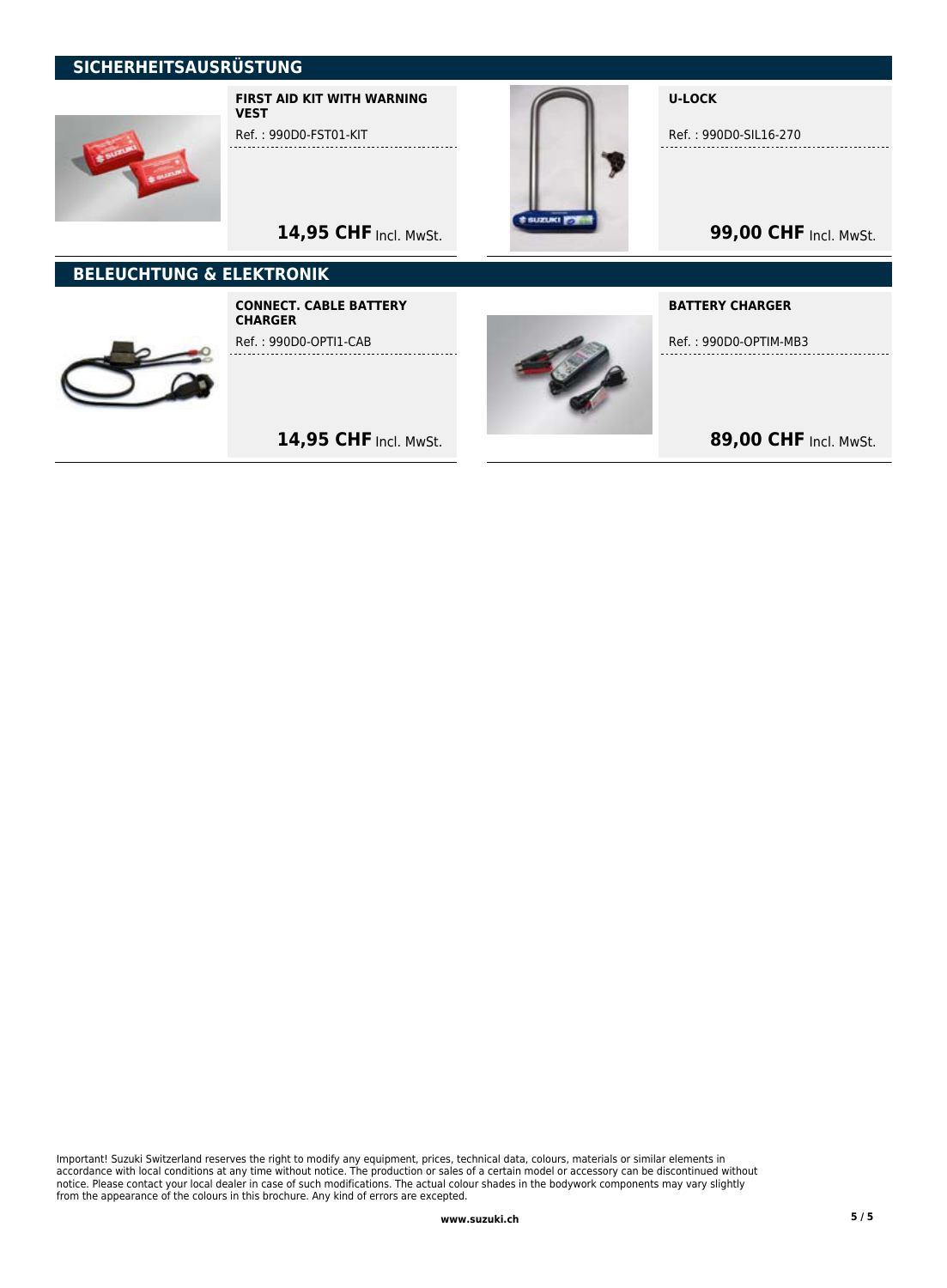## SICHERHEITSAUSRÜSTUNG

**FIRST AID KIT WITH WARNING VEST**

Ref. : 990D0-FST01-KIT

**14,95 CHF** Incl. MwSt.

**U-LOCK**

Ref. : 990D0-SIL16-270

**99,00 CHF** Incl. MwSt.

## BELEUCHTUNG & ELEKTRONIK

**CONNECT. CABLE BATTERY CHARGER**

Ref. : 990D0-OPTI1-CAB

**14,95 CHF** Incl. MwSt.

**BATTERY CHARGER**

Ref. : 990D0-OPTIM-MB3

**89,00 CHF** Incl. MwSt.

Important! Suzuki Switzerland reserves the right to modify any equipment, prices, technical data, colours, materials or similar elements in accordance with local conditions at any time without notice. The production or sales of a certain model or accessory can be discontinued without notice. Please contact your local dealer in case of such modifications. The actual colour shades in the bodywork components may vary slightly from the appearance of the colours in this brochure. Any kind of errors are excepted.

**www.suzuki.ch**